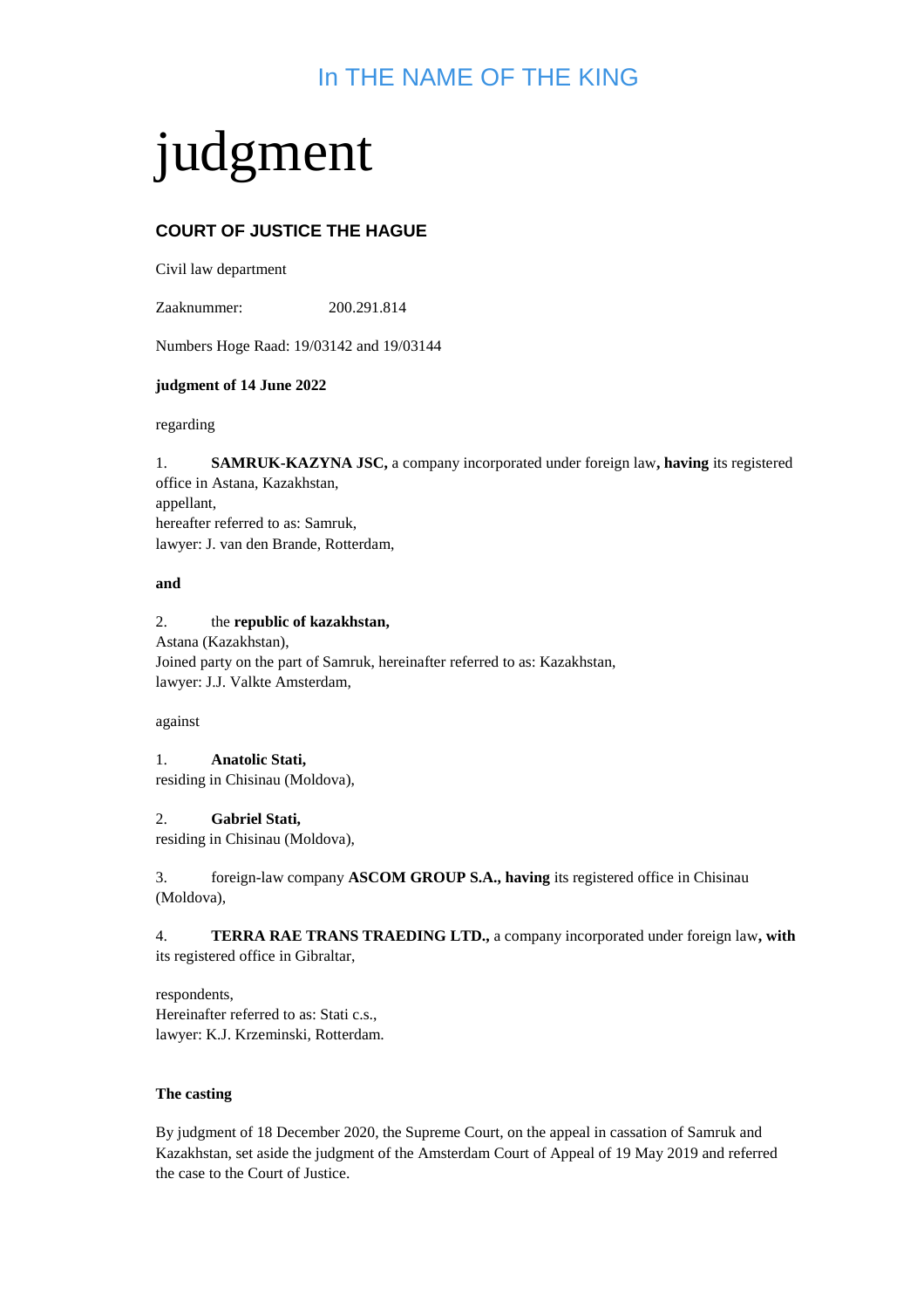# In THE NAME OF THE KING

# judgment

## COURT OF JUSTICE THE HAGUE

Civil law department

Zaaknummer: 200.291.814

Numbers Hoge Raad: 19/03142 and 19/03144

**judgment of 14 June 2022**

regarding

1. **SAMRUK-KAZYNA JSC,** a company incorporated under foreign law**, having** its registered office in Astana, Kazakhstan,
appellant,
hereafter referred to as: Samruk,
lawyer: J. van den Brande, Rotterdam,

**and**

2. the **republic of kazakhstan,**
Astana (Kazakhstan),
Joined party on the part of Samruk, hereinafter referred to as: Kazakhstan,
lawyer: J.J. Valkte Amsterdam,

against

1. **Anatolic Stati,**
residing in Chisinau (Moldova),

2. **Gabriel Stati,**
residing in Chisinau (Moldova),

3. foreign-law company **ASCOM GROUP S.A., having** its registered office in Chisinau (Moldova),

4. **TERRA RAE TRANS TRAEDING LTD.,** a company incorporated under foreign law**, with** its registered office in Gibraltar,

respondents,
Hereinafter referred to as: Stati c.s.,
lawyer: K.J. Krzeminski, Rotterdam.

**The casting**

By judgment of 18 December 2020, the Supreme Court, on the appeal in cassation of Samruk and Kazakhstan, set aside the judgment of the Amsterdam Court of Appeal of 19 May 2019 and referred the case to the Court of Justice.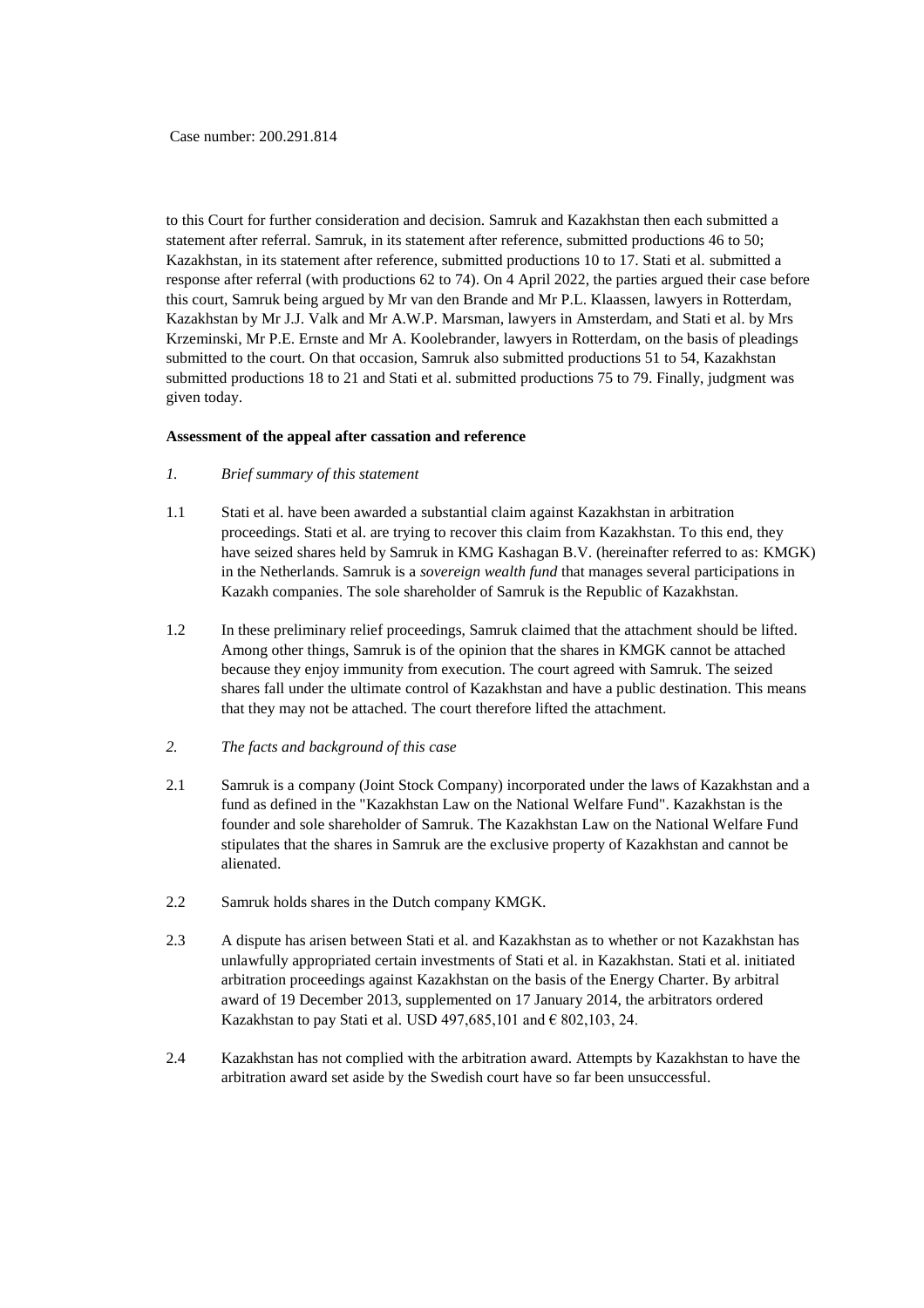to this Court for further consideration and decision. Samruk and Kazakhstan then each submitted a statement after referral. Samruk, in its statement after reference, submitted productions 46 to 50; Kazakhstan, in its statement after reference, submitted productions 10 to 17. Stati et al. submitted a response after referral (with productions 62 to 74). On 4 April 2022, the parties argued their case before this court, Samruk being argued by Mr van den Brande and Mr P.L. Klaassen, lawyers in Rotterdam, Kazakhstan by Mr J.J. Valk and Mr A.W.P. Marsman, lawyers in Amsterdam, and Stati et al. by Mrs Krzeminski, Mr P.E. Ernste and Mr A. Koolebrander, lawyers in Rotterdam, on the basis of pleadings submitted to the court. On that occasion, Samruk also submitted productions 51 to 54, Kazakhstan submitted productions 18 to 21 and Stati et al. submitted productions 75 to 79. Finally, judgment was given today.

**Assessment of the appeal after cassation and reference**

*1. Brief summary of this statement*

1.1 Stati et al. have been awarded a substantial claim against Kazakhstan in arbitration proceedings. Stati et al. are trying to recover this claim from Kazakhstan. To this end, they have seized shares held by Samruk in KMG Kashagan B.V. (hereinafter referred to as: KMGK) in the Netherlands. Samruk is a *sovereign wealth fund* that manages several participations in Kazakh companies. The sole shareholder of Samruk is the Republic of Kazakhstan.

1.2 In these preliminary relief proceedings, Samruk claimed that the attachment should be lifted. Among other things, Samruk is of the opinion that the shares in KMGK cannot be attached because they enjoy immunity from execution. The court agreed with Samruk. The seized shares fall under the ultimate control of Kazakhstan and have a public destination. This means that they may not be attached. The court therefore lifted the attachment.

*2. The facts and background of this case*

2.1 Samruk is a company (Joint Stock Company) incorporated under the laws of Kazakhstan and a fund as defined in the "Kazakhstan Law on the National Welfare Fund". Kazakhstan is the founder and sole shareholder of Samruk. The Kazakhstan Law on the National Welfare Fund stipulates that the shares in Samruk are the exclusive property of Kazakhstan and cannot be alienated.

2.2 Samruk holds shares in the Dutch company KMGK.

2.3 A dispute has arisen between Stati et al. and Kazakhstan as to whether or not Kazakhstan has unlawfully appropriated certain investments of Stati et al. in Kazakhstan. Stati et al. initiated arbitration proceedings against Kazakhstan on the basis of the Energy Charter. By arbitral award of 19 December 2013, supplemented on 17 January 2014, the arbitrators ordered Kazakhstan to pay Stati et al. USD 497,685,101 and € 802,103, 24.

2.4 Kazakhstan has not complied with the arbitration award. Attempts by Kazakhstan to have the arbitration award set aside by the Swedish court have so far been unsuccessful.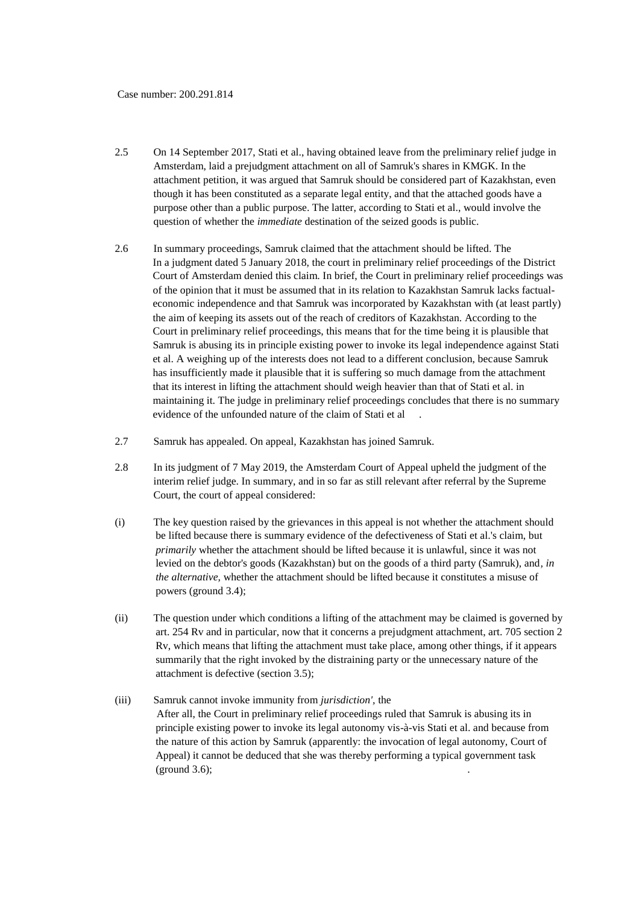2.5 On 14 September 2017, Stati et al., having obtained leave from the preliminary relief judge in Amsterdam, laid a prejudgment attachment on all of Samruk's shares in KMGK. In the attachment petition, it was argued that Samruk should be considered part of Kazakhstan, even though it has been constituted as a separate legal entity, and that the attached goods have a purpose other than a public purpose. The latter, according to Stati et al., would involve the question of whether the *immediate* destination of the seized goods is public.

2.6 In summary proceedings, Samruk claimed that the attachment should be lifted. The In a judgment dated 5 January 2018, the court in preliminary relief proceedings of the District Court of Amsterdam denied this claim. In brief, the Court in preliminary relief proceedings was of the opinion that it must be assumed that in its relation to Kazakhstan Samruk lacks factual-economic independence and that Samruk was incorporated by Kazakhstan with (at least partly) the aim of keeping its assets out of the reach of creditors of Kazakhstan. According to the Court in preliminary relief proceedings, this means that for the time being it is plausible that Samruk is abusing its in principle existing power to invoke its legal independence against Stati et al. A weighing up of the interests does not lead to a different conclusion, because Samruk has insufficiently made it plausible that it is suffering so much damage from the attachment that its interest in lifting the attachment should weigh heavier than that of Stati et al. in maintaining it. The judge in preliminary relief proceedings concludes that there is no summary evidence of the unfounded nature of the claim of Stati et al .

2.7 Samruk has appealed. On appeal, Kazakhstan has joined Samruk.

2.8 In its judgment of 7 May 2019, the Amsterdam Court of Appeal upheld the judgment of the interim relief judge. In summary, and in so far as still relevant after referral by the Supreme Court, the court of appeal considered:

(i) The key question raised by the grievances in this appeal is not whether the attachment should be lifted because there is summary evidence of the defectiveness of Stati et al.'s claim, but *primarily* whether the attachment should be lifted because it is unlawful, since it was not levied on the debtor's goods (Kazakhstan) but on the goods of a third party (Samruk), and, *in the alternative,* whether the attachment should be lifted because it constitutes a misuse of powers (ground 3.4);

(ii) The question under which conditions a lifting of the attachment may be claimed is governed by art. 254 Rv and in particular, now that it concerns a prejudgment attachment, art. 705 section 2 Rv, which means that lifting the attachment must take place, among other things, if it appears summarily that the right invoked by the distraining party or the unnecessary nature of the attachment is defective (section 3.5);

(iii) Samruk cannot invoke immunity from *jurisdiction'*, the After all, the Court in preliminary relief proceedings ruled that Samruk is abusing its in principle existing power to invoke its legal autonomy vis-à-vis Stati et al. and because from the nature of this action by Samruk (apparently: the invocation of legal autonomy, Court of Appeal) it cannot be deduced that she was thereby performing a typical government task (ground 3.6); .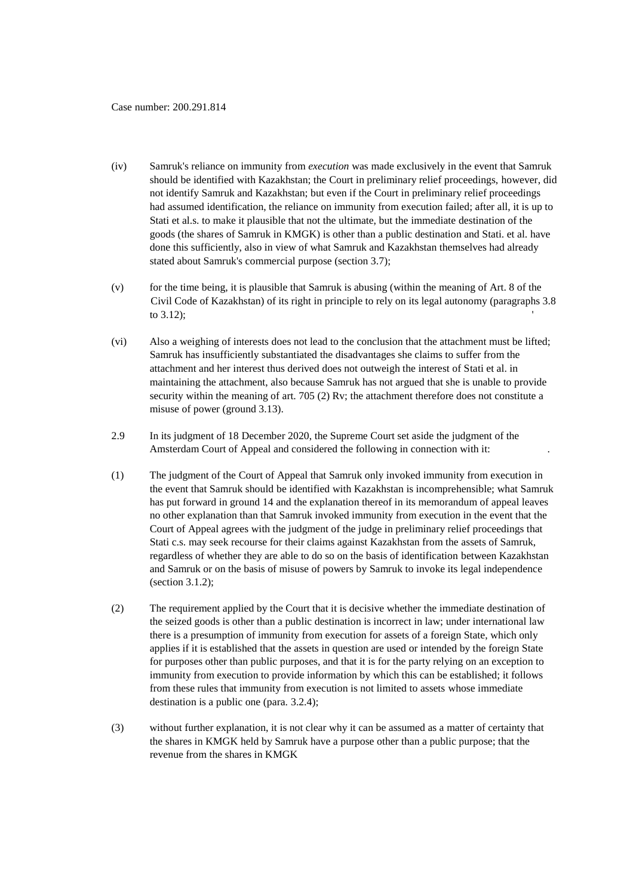(iv) Samruk's reliance on immunity from *execution* was made exclusively in the event that Samruk should be identified with Kazakhstan; the Court in preliminary relief proceedings, however, did not identify Samruk and Kazakhstan; but even if the Court in preliminary relief proceedings had assumed identification, the reliance on immunity from execution failed; after all, it is up to Stati et al.s. to make it plausible that not the ultimate, but the immediate destination of the goods (the shares of Samruk in KMGK) is other than a public destination and Stati. et al. have done this sufficiently, also in view of what Samruk and Kazakhstan themselves had already stated about Samruk's commercial purpose (section 3.7);

(v) for the time being, it is plausible that Samruk is abusing (within the meaning of Art. 8 of the Civil Code of Kazakhstan) of its right in principle to rely on its legal autonomy (paragraphs 3.8 to 3.12);

(vi) Also a weighing of interests does not lead to the conclusion that the attachment must be lifted; Samruk has insufficiently substantiated the disadvantages she claims to suffer from the attachment and her interest thus derived does not outweigh the interest of Stati et al. in maintaining the attachment, also because Samruk has not argued that she is unable to provide security within the meaning of art. 705 (2) Rv; the attachment therefore does not constitute a misuse of power (ground 3.13).

2.9 In its judgment of 18 December 2020, the Supreme Court set aside the judgment of the Amsterdam Court of Appeal and considered the following in connection with it:

(1) The judgment of the Court of Appeal that Samruk only invoked immunity from execution in the event that Samruk should be identified with Kazakhstan is incomprehensible; what Samruk has put forward in ground 14 and the explanation thereof in its memorandum of appeal leaves no other explanation than that Samruk invoked immunity from execution in the event that the Court of Appeal agrees with the judgment of the judge in preliminary relief proceedings that Stati c.s. may seek recourse for their claims against Kazakhstan from the assets of Samruk, regardless of whether they are able to do so on the basis of identification between Kazakhstan and Samruk or on the basis of misuse of powers by Samruk to invoke its legal independence (section 3.1.2);

(2) The requirement applied by the Court that it is decisive whether the immediate destination of the seized goods is other than a public destination is incorrect in law; under international law there is a presumption of immunity from execution for assets of a foreign State, which only applies if it is established that the assets in question are used or intended by the foreign State for purposes other than public purposes, and that it is for the party relying on an exception to immunity from execution to provide information by which this can be established; it follows from these rules that immunity from execution is not limited to assets whose immediate destination is a public one (para. 3.2.4);

(3) without further explanation, it is not clear why it can be assumed as a matter of certainty that the shares in KMGK held by Samruk have a purpose other than a public purpose; that the revenue from the shares in KMGK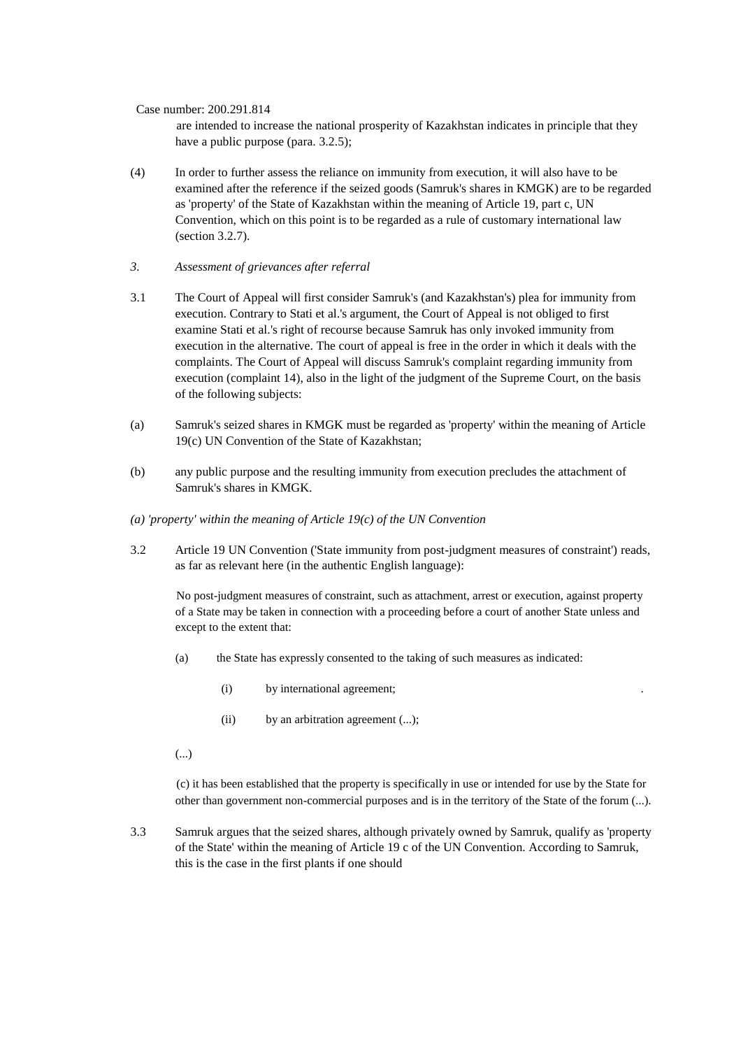are intended to increase the national prosperity of Kazakhstan indicates in principle that they have a public purpose (para. 3.2.5);

(4) In order to further assess the reliance on immunity from execution, it will also have to be examined after the reference if the seized goods (Samruk's shares in KMGK) are to be regarded as 'property' of the State of Kazakhstan within the meaning of Article 19, part c, UN Convention, which on this point is to be regarded as a rule of customary international law (section 3.2.7).

*3. Assessment of grievances after referral*

3.1 The Court of Appeal will first consider Samruk's (and Kazakhstan's) plea for immunity from execution. Contrary to Stati et al.'s argument, the Court of Appeal is not obliged to first examine Stati et al.'s right of recourse because Samruk has only invoked immunity from execution in the alternative. The court of appeal is free in the order in which it deals with the complaints. The Court of Appeal will discuss Samruk's complaint regarding immunity from execution (complaint 14), also in the light of the judgment of the Supreme Court, on the basis of the following subjects:

(a) Samruk's seized shares in KMGK must be regarded as 'property' within the meaning of Article 19(c) UN Convention of the State of Kazakhstan;

(b) any public purpose and the resulting immunity from execution precludes the attachment of Samruk's shares in KMGK.

*(a) 'property' within the meaning of Article 19(c) of the UN Convention*

3.2 Article 19 UN Convention ('State immunity from post-judgment measures of constraint') reads, as far as relevant here (in the authentic English language):

> No post-judgment measures of constraint, such as attachment, arrest or execution, against property of a State may be taken in connection with a proceeding before a court of another State unless and except to the extent that:
>
> (a) the State has expressly consented to the taking of such measures as indicated:
>
> (i) by international agreement;
>
> (ii) by an arbitration agreement (...);
>
> (...)
>
> (c) it has been established that the property is specifically in use or intended for use by the State for other than government non-commercial purposes and is in the territory of the State of the forum (...).

3.3 Samruk argues that the seized shares, although privately owned by Samruk, qualify as 'property of the State' within the meaning of Article 19 c of the UN Convention. According to Samruk, this is the case in the first plants if one should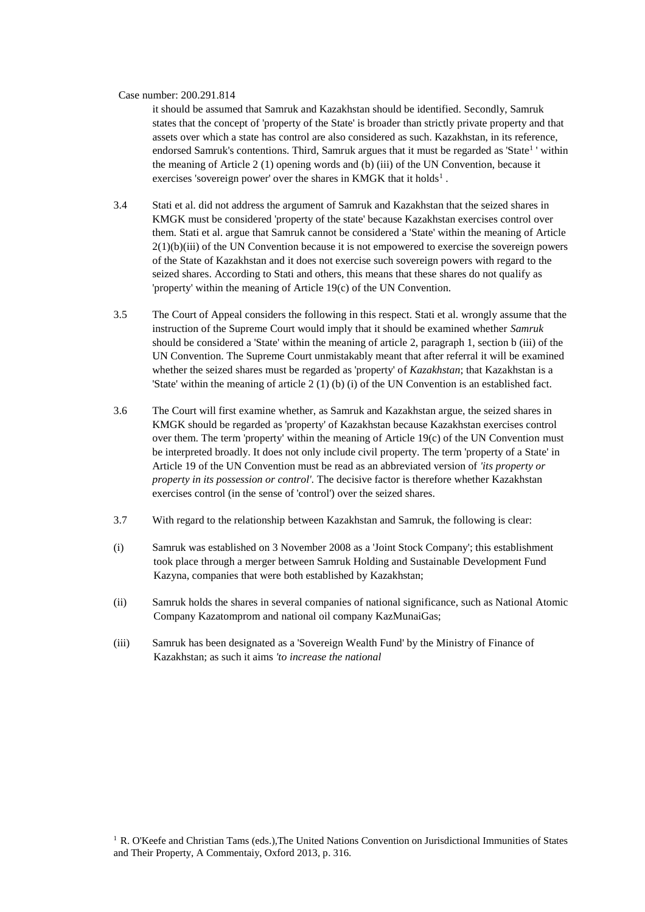it should be assumed that Samruk and Kazakhstan should be identified. Secondly, Samruk states that the concept of 'property of the State' is broader than strictly private property and that assets over which a state has control are also considered as such. Kazakhstan, in its reference, endorsed Samruk's contentions. Third, Samruk argues that it must be regarded as 'State[1] ' within the meaning of Article 2 (1) opening words and (b) (iii) of the UN Convention, because it exercises 'sovereign power' over the shares in KMGK that it holds[1] .

3.4 Stati et al. did not address the argument of Samruk and Kazakhstan that the seized shares in KMGK must be considered 'property of the state' because Kazakhstan exercises control over them. Stati et al. argue that Samruk cannot be considered a 'State' within the meaning of Article 2(1)(b)(iii) of the UN Convention because it is not empowered to exercise the sovereign powers of the State of Kazakhstan and it does not exercise such sovereign powers with regard to the seized shares. According to Stati and others, this means that these shares do not qualify as 'property' within the meaning of Article 19(c) of the UN Convention.

3.5 The Court of Appeal considers the following in this respect. Stati et al. wrongly assume that the instruction of the Supreme Court would imply that it should be examined whether *Samruk* should be considered a 'State' within the meaning of article 2, paragraph 1, section b (iii) of the UN Convention. The Supreme Court unmistakably meant that after referral it will be examined whether the seized shares must be regarded as 'property' of *Kazakhstan*; that Kazakhstan is a 'State' within the meaning of article 2 (1) (b) (i) of the UN Convention is an established fact.

3.6 The Court will first examine whether, as Samruk and Kazakhstan argue, the seized shares in KMGK should be regarded as 'property' of Kazakhstan because Kazakhstan exercises control over them. The term 'property' within the meaning of Article 19(c) of the UN Convention must be interpreted broadly. It does not only include civil property. The term 'property of a State' in Article 19 of the UN Convention must be read as an abbreviated version of *'its property or property in its possession or control'*. The decisive factor is therefore whether Kazakhstan exercises control (in the sense of 'control') over the seized shares.

3.7 With regard to the relationship between Kazakhstan and Samruk, the following is clear:

(i) Samruk was established on 3 November 2008 as a 'Joint Stock Company'; this establishment took place through a merger between Samruk Holding and Sustainable Development Fund Kazyna, companies that were both established by Kazakhstan;

(ii) Samruk holds the shares in several companies of national significance, such as National Atomic Company Kazatomprom and national oil company KazMunaiGas;

(iii) Samruk has been designated as a 'Sovereign Wealth Fund' by the Ministry of Finance of Kazakhstan; as such it aims *'to increase the national*

[1] R. O'Keefe and Christian Tams (eds.),The United Nations Convention on Jurisdictional Immunities of States and Their Property, A Commentaiy, Oxford 2013, p. 316.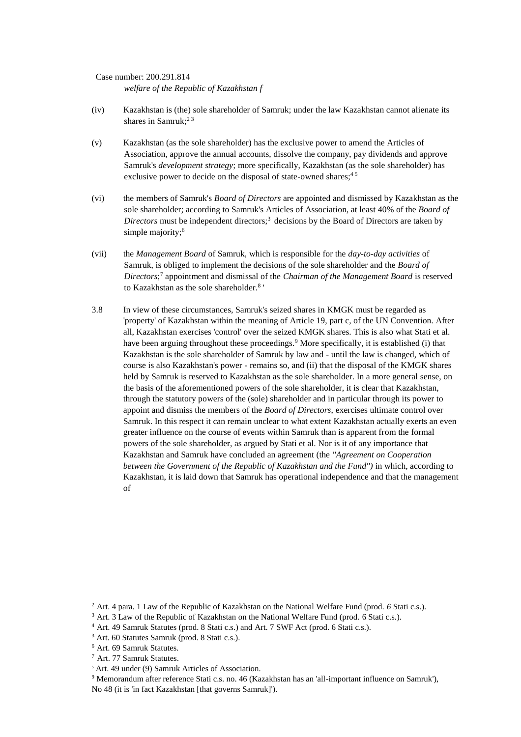*welfare of the Republic of Kazakhstan f*

(iv) Kazakhstan is (the) sole shareholder of Samruk; under the law Kazakhstan cannot alienate its shares in Samruk;[2 3]

(v) Kazakhstan (as the sole shareholder) has the exclusive power to amend the Articles of Association, approve the annual accounts, dissolve the company, pay dividends and approve Samruk's *development strategy*; more specifically, Kazakhstan (as the sole shareholder) has exclusive power to decide on the disposal of state-owned shares;[4 5]

(vi) the members of Samruk's *Board of Directors* are appointed and dismissed by Kazakhstan as the sole shareholder; according to Samruk's Articles of Association, at least 40% of the *Board of Directors* must be independent directors;[3] decisions by the Board of Directors are taken by simple majority;[6]

(vii) the *Management Board* of Samruk, which is responsible for the *day-to-day activities* of Samruk, is obliged to implement the decisions of the sole shareholder and the *Board of Directors*;[7] appointment and dismissal of the *Chairman of the Management Board* is reserved to Kazakhstan as the sole shareholder.[8] '

3.8 In view of these circumstances, Samruk's seized shares in KMGK must be regarded as 'property' of Kazakhstan within the meaning of Article 19, part c, of the UN Convention. After all, Kazakhstan exercises 'control' over the seized KMGK shares. This is also what Stati et al. have been arguing throughout these proceedings.[9] More specifically, it is established (i) that Kazakhstan is the sole shareholder of Samruk by law and - until the law is changed, which of course is also Kazakhstan's power - remains so, and (ii) that the disposal of the KMGK shares held by Samruk is reserved to Kazakhstan as the sole shareholder. In a more general sense, on the basis of the aforementioned powers of the sole shareholder, it is clear that Kazakhstan, through the statutory powers of the (sole) shareholder and in particular through its power to appoint and dismiss the members of the *Board of Directors*, exercises ultimate control over Samruk. In this respect it can remain unclear to what extent Kazakhstan actually exerts an even greater influence on the course of events within Samruk than is apparent from the formal powers of the sole shareholder, as argued by Stati et al. Nor is it of any importance that Kazakhstan and Samruk have concluded an agreement (the *"Agreement on Cooperation between the Government of the Republic of Kazakhstan and the Fund")* in which, according to Kazakhstan, it is laid down that Samruk has operational independence and that the management of

---

[2] Art. 4 para. 1 Law of the Republic of Kazakhstan on the National Welfare Fund (prod. *6* Stati c.s.).

[3] Art. 3 Law of the Republic of Kazakhstan on the National Welfare Fund (prod. 6 Stati c.s.).

[4] Art. 49 Samruk Statutes (prod. 8 Stati c.s.) and Art. 7 SWF Act (prod. 6 Stati c.s.).

[3] Art. 60 Statutes Samruk (prod. 8 Stati c.s.).

[6] Art. 69 Samruk Statutes.

[7] Art. 77 Samruk Statutes.

[8] Art. 49 under (9) Samruk Articles of Association.

[9] Memorandum after reference Stati c.s. no. 46 (Kazakhstan has an 'all-important influence on Samruk'), No 48 (it is 'in fact Kazakhstan [that governs Samruk]').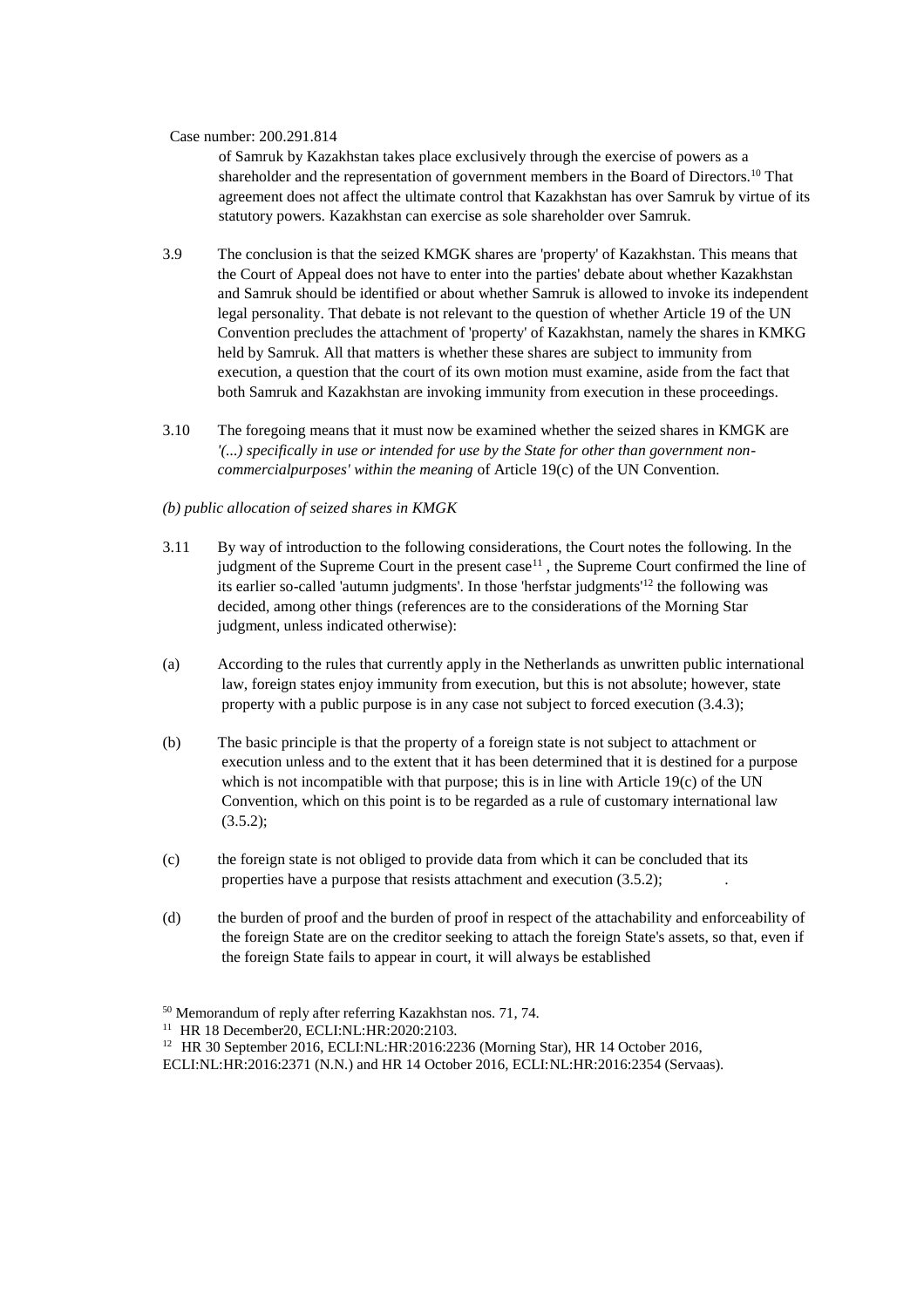of Samruk by Kazakhstan takes place exclusively through the exercise of powers as a shareholder and the representation of government members in the Board of Directors.[10] That agreement does not affect the ultimate control that Kazakhstan has over Samruk by virtue of its statutory powers. Kazakhstan can exercise as sole shareholder over Samruk.

3.9 The conclusion is that the seized KMGK shares are 'property' of Kazakhstan. This means that the Court of Appeal does not have to enter into the parties' debate about whether Kazakhstan and Samruk should be identified or about whether Samruk is allowed to invoke its independent legal personality. That debate is not relevant to the question of whether Article 19 of the UN Convention precludes the attachment of 'property' of Kazakhstan, namely the shares in KMKG held by Samruk. All that matters is whether these shares are subject to immunity from execution, a question that the court of its own motion must examine, aside from the fact that both Samruk and Kazakhstan are invoking immunity from execution in these proceedings.

3.10 The foregoing means that it must now be examined whether the seized shares in KMGK are *'(...) specifically in use or intended for use by the State for other than government non-commercialpurposes' within the meaning* of Article 19(c) of the UN Convention.

*(b) public allocation of seized shares in KMGK*

3.11 By way of introduction to the following considerations, the Court notes the following. In the judgment of the Supreme Court in the present case[11], the Supreme Court confirmed the line of its earlier so-called 'autumn judgments'. In those 'herfstar judgments'[12] the following was decided, among other things (references are to the considerations of the Morning Star judgment, unless indicated otherwise):

(a) According to the rules that currently apply in the Netherlands as unwritten public international law, foreign states enjoy immunity from execution, but this is not absolute; however, state property with a public purpose is in any case not subject to forced execution (3.4.3);

(b) The basic principle is that the property of a foreign state is not subject to attachment or execution unless and to the extent that it has been determined that it is destined for a purpose which is not incompatible with that purpose; this is in line with Article 19(c) of the UN Convention, which on this point is to be regarded as a rule of customary international law (3.5.2);

(c) the foreign state is not obliged to provide data from which it can be concluded that its properties have a purpose that resists attachment and execution (3.5.2); .

(d) the burden of proof and the burden of proof in respect of the attachability and enforceability of the foreign State are on the creditor seeking to attach the foreign State's assets, so that, even if the foreign State fails to appear in court, it will always be established

[50] Memorandum of reply after referring Kazakhstan nos. 71, 74.

[11] HR 18 December20, ECLI:NL:HR:2020:2103.

[12] HR 30 September 2016, ECLI:NL:HR:2016:2236 (Morning Star), HR 14 October 2016, ECLI:NL:HR:2016:2371 (N.N.) and HR 14 October 2016, ECLI:NL:HR:2016:2354 (Servaas).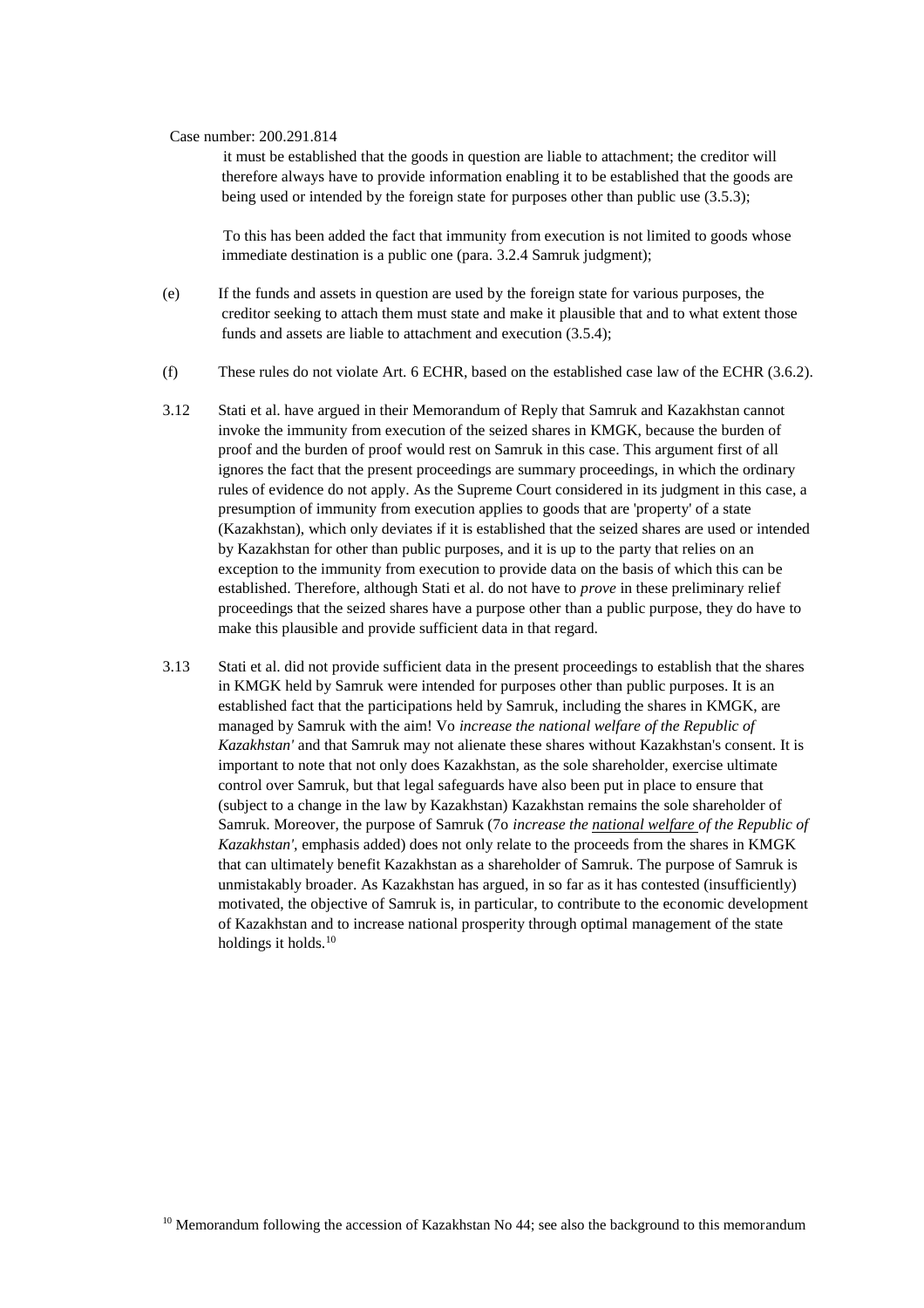it must be established that the goods in question are liable to attachment; the creditor will therefore always have to provide information enabling it to be established that the goods are being used or intended by the foreign state for purposes other than public use (3.5.3);

To this has been added the fact that immunity from execution is not limited to goods whose immediate destination is a public one (para. 3.2.4 Samruk judgment);

(e) If the funds and assets in question are used by the foreign state for various purposes, the creditor seeking to attach them must state and make it plausible that and to what extent those funds and assets are liable to attachment and execution (3.5.4);

(f) These rules do not violate Art. 6 ECHR, based on the established case law of the ECHR (3.6.2).

3.12 Stati et al. have argued in their Memorandum of Reply that Samruk and Kazakhstan cannot invoke the immunity from execution of the seized shares in KMGK, because the burden of proof and the burden of proof would rest on Samruk in this case. This argument first of all ignores the fact that the present proceedings are summary proceedings, in which the ordinary rules of evidence do not apply. As the Supreme Court considered in its judgment in this case, a presumption of immunity from execution applies to goods that are 'property' of a state (Kazakhstan), which only deviates if it is established that the seized shares are used or intended by Kazakhstan for other than public purposes, and it is up to the party that relies on an exception to the immunity from execution to provide data on the basis of which this can be established. Therefore, although Stati et al. do not have to *prove* in these preliminary relief proceedings that the seized shares have a purpose other than a public purpose, they do have to make this plausible and provide sufficient data in that regard.

3.13 Stati et al. did not provide sufficient data in the present proceedings to establish that the shares in KMGK held by Samruk were intended for purposes other than public purposes. It is an established fact that the participations held by Samruk, including the shares in KMGK, are managed by Samruk with the aim! Vo *increase the national welfare of the Republic of Kazakhstan'* and that Samruk may not alienate these shares without Kazakhstan's consent. It is important to note that not only does Kazakhstan, as the sole shareholder, exercise ultimate control over Samruk, but that legal safeguards have also been put in place to ensure that (subject to a change in the law by Kazakhstan) Kazakhstan remains the sole shareholder of Samruk. Moreover, the purpose of Samruk (7o *increase the national welfare of the Republic of Kazakhstan'*, emphasis added) does not only relate to the proceeds from the shares in KMGK that can ultimately benefit Kazakhstan as a shareholder of Samruk. The purpose of Samruk is unmistakably broader. As Kazakhstan has argued, in so far as it has contested (insufficiently) motivated, the objective of Samruk is, in particular, to contribute to the economic development of Kazakhstan and to increase national prosperity through optimal management of the state holdings it holds.[10]

[10] Memorandum following the accession of Kazakhstan No 44; see also the background to this memorandum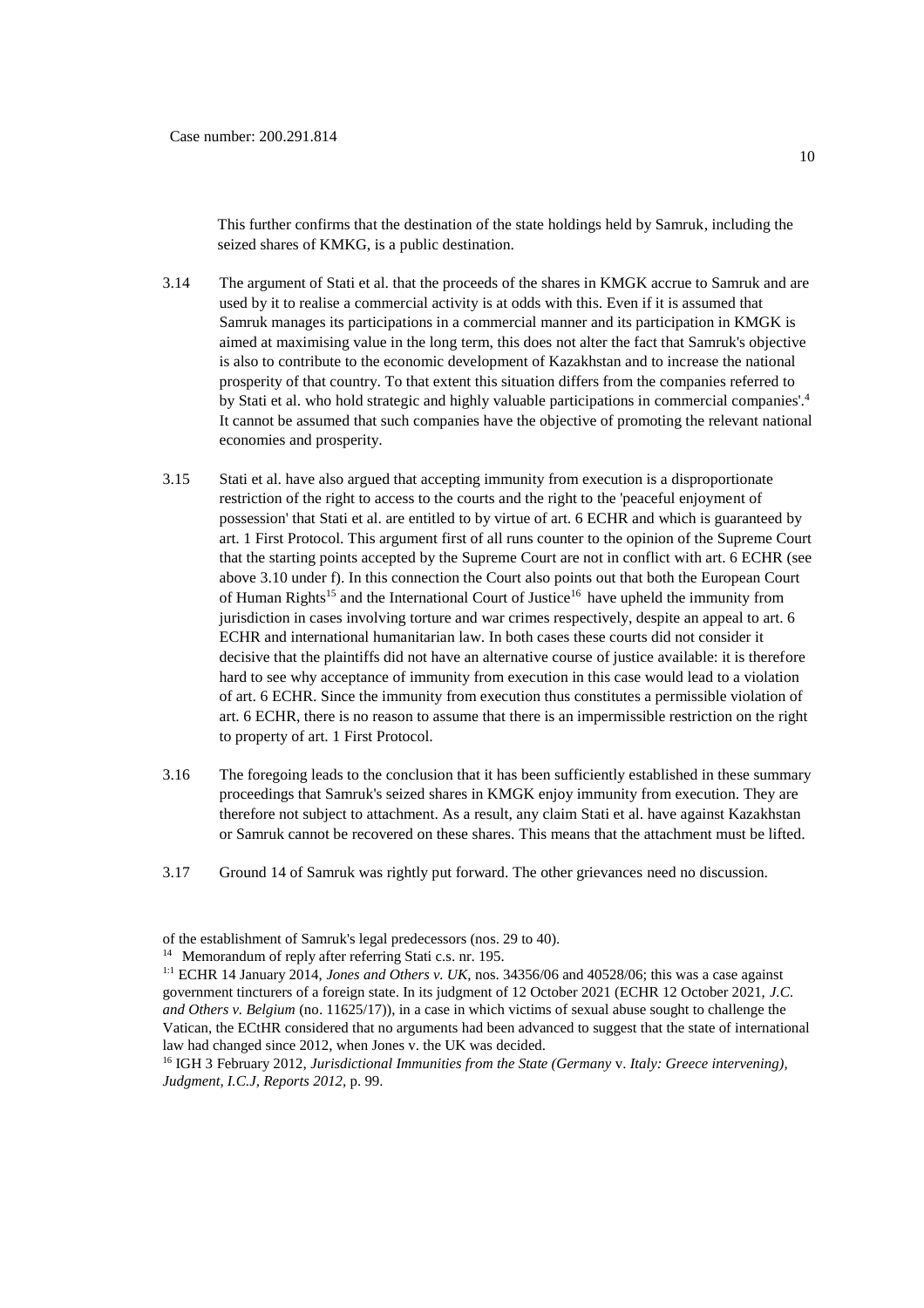This further confirms that the destination of the state holdings held by Samruk, including the seized shares of KMKG, is a public destination.

3.14 The argument of Stati et al. that the proceeds of the shares in KMGK accrue to Samruk and are used by it to realise a commercial activity is at odds with this. Even if it is assumed that Samruk manages its participations in a commercial manner and its participation in KMGK is aimed at maximising value in the long term, this does not alter the fact that Samruk's objective is also to contribute to the economic development of Kazakhstan and to increase the national prosperity of that country. To that extent this situation differs from the companies referred to by Stati et al. who hold strategic and highly valuable participations in commercial companies'.[4] It cannot be assumed that such companies have the objective of promoting the relevant national economies and prosperity.

3.15 Stati et al. have also argued that accepting immunity from execution is a disproportionate restriction of the right to access to the courts and the right to the 'peaceful enjoyment of possession' that Stati et al. are entitled to by virtue of art. 6 ECHR and which is guaranteed by art. 1 First Protocol. This argument first of all runs counter to the opinion of the Supreme Court that the starting points accepted by the Supreme Court are not in conflict with art. 6 ECHR (see above 3.10 under f). In this connection the Court also points out that both the European Court of Human Rights[15] and the International Court of Justice[16] have upheld the immunity from jurisdiction in cases involving torture and war crimes respectively, despite an appeal to art. 6 ECHR and international humanitarian law. In both cases these courts did not consider it decisive that the plaintiffs did not have an alternative course of justice available: it is therefore hard to see why acceptance of immunity from execution in this case would lead to a violation of art. 6 ECHR. Since the immunity from execution thus constitutes a permissible violation of art. 6 ECHR, there is no reason to assume that there is an impermissible restriction on the right to property of art. 1 First Protocol.

3.16 The foregoing leads to the conclusion that it has been sufficiently established in these summary proceedings that Samruk's seized shares in KMGK enjoy immunity from execution. They are therefore not subject to attachment. As a result, any claim Stati et al. have against Kazakhstan or Samruk cannot be recovered on these shares. This means that the attachment must be lifted.

3.17 Ground 14 of Samruk was rightly put forward. The other grievances need no discussion.

---

of the establishment of Samruk's legal predecessors (nos. 29 to 40).

[14] Memorandum of reply after referring Stati c.s. nr. 195.

[1:1] ECHR 14 January 2014, *Jones and Others v. UK*, nos. 34356/06 and 40528/06; this was a case against government tincturers of a foreign state. In its judgment of 12 October 2021 (ECHR 12 October 2021, *J.C. and Others v. Belgium* (no. 11625/17)), in a case in which victims of sexual abuse sought to challenge the Vatican, the ECtHR considered that no arguments had been advanced to suggest that the state of international law had changed since 2012, when Jones v. the UK was decided.

[16] IGH 3 February 2012, *Jurisdictional Immunities from the State (Germany* v. *Italy: Greece intervening), Judgment, I.C.J, Reports 2012*, p. 99.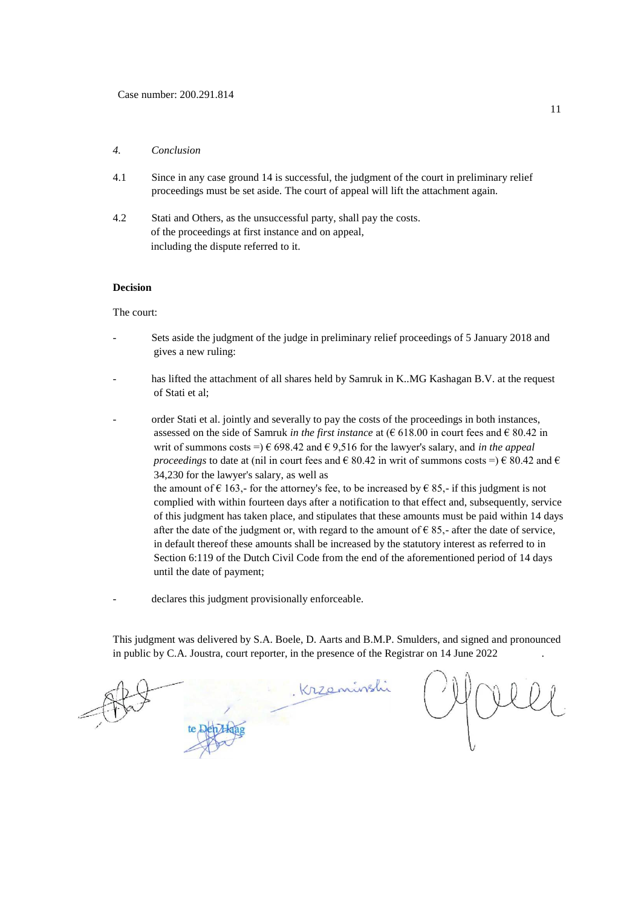Case number: 200.291.814

## *4. Conclusion*

4.1 Since in any case ground 14 is successful, the judgment of the court in preliminary relief proceedings must be set aside. The court of appeal will lift the attachment again.

4.2 Stati and Others, as the unsuccessful party, shall pay the costs. of the proceedings at first instance and on appeal, including the dispute referred to it.

**Decision**

The court:

- Sets aside the judgment of the judge in preliminary relief proceedings of 5 January 2018 and gives a new ruling:

- has lifted the attachment of all shares held by Samruk in K..MG Kashagan B.V. at the request of Stati et al;

- order Stati et al. jointly and severally to pay the costs of the proceedings in both instances, assessed on the side of Samruk *in the first instance* at (€ 618.00 in court fees and € 80.42 in writ of summons costs =) € 698.42 and € 9,516 for the lawyer's salary, and *in the appeal proceedings* to date at (nil in court fees and € 80.42 in writ of summons costs =) € 80.42 and € 34,230 for the lawyer's salary, as well as
  the amount of € 163,- for the attorney's fee, to be increased by € 85,- if this judgment is not complied with within fourteen days after a notification to that effect and, subsequently, service of this judgment has taken place, and stipulates that these amounts must be paid within 14 days after the date of the judgment or, with regard to the amount of € 85,- after the date of service, in default thereof these amounts shall be increased by the statutory interest as referred to in Section 6:119 of the Dutch Civil Code from the end of the aforementioned period of 14 days until the date of payment;

- declares this judgment provisionally enforceable.

This judgment was delivered by S.A. Boele, D. Aarts and B.M.P. Smulders, and signed and pronounced in public by C.A. Joustra, court reporter, in the presence of the Registrar on 14 June 2022 .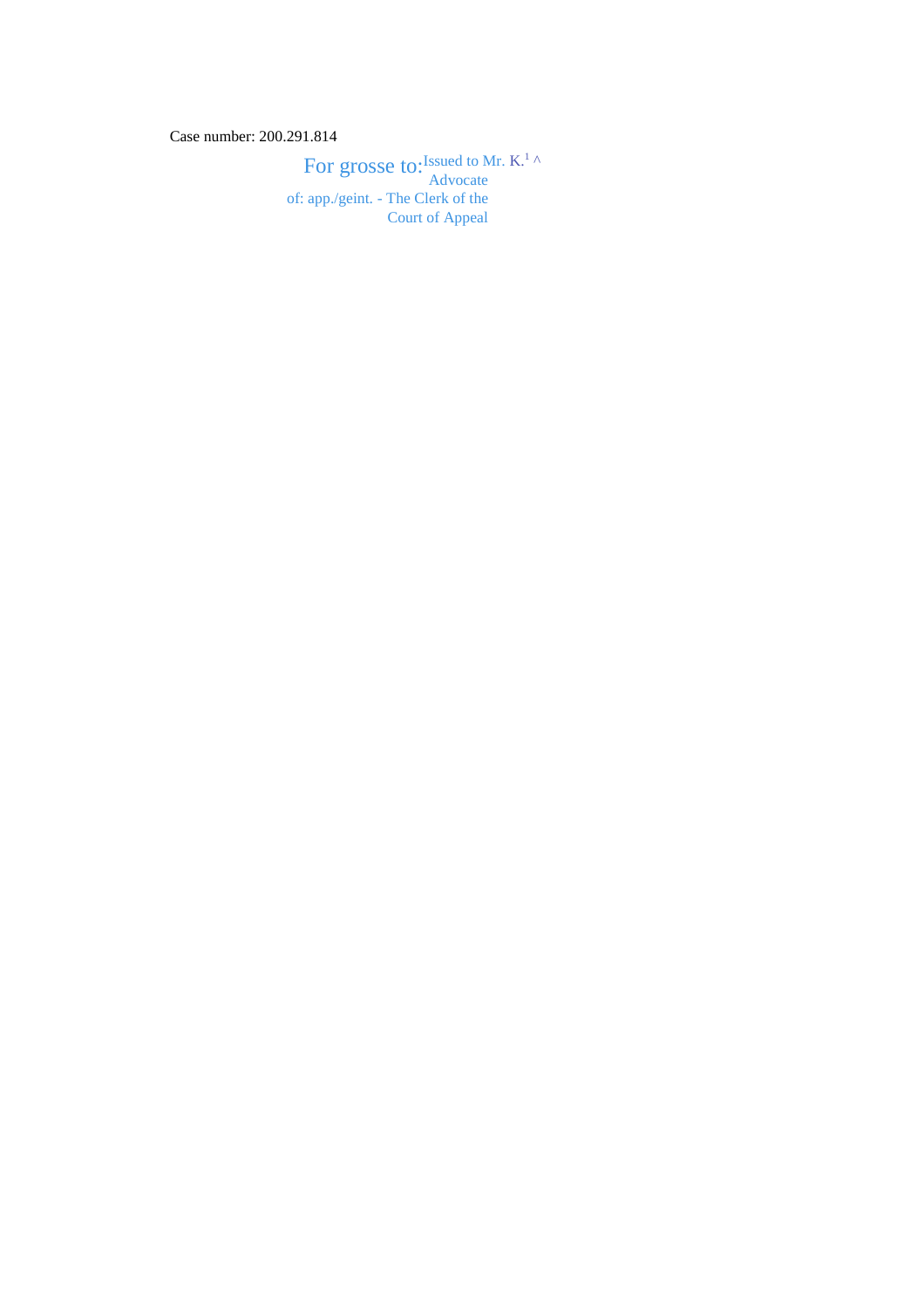Case number: 200.291.814

For grosse to: Issued to Mr. K.[1] ^
Advocate
of: app./geint. - The Clerk of the
Court of Appeal